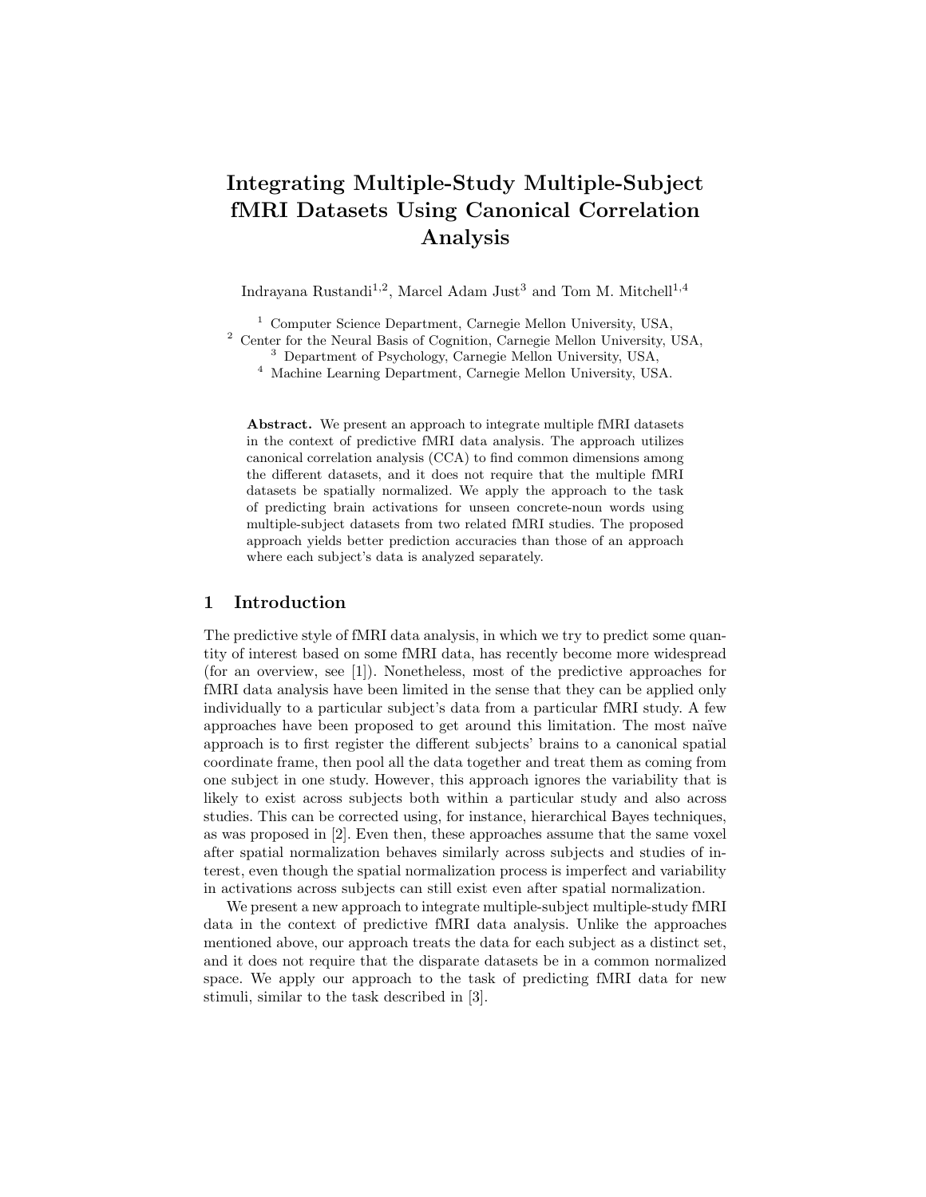# Integrating Multiple-Study Multiple-Subject fMRI Datasets Using Canonical Correlation Analysis

Indrayana Rustandi[1,2], Marcel Adam Just[3] and Tom M. Mitchell[1,4]

[1] Computer Science Department, Carnegie Mellon University, USA,
[2] Center for the Neural Basis of Cognition, Carnegie Mellon University, USA,
[3] Department of Psychology, Carnegie Mellon University, USA,
[4] Machine Learning Department, Carnegie Mellon University, USA.

**Abstract.** We present an approach to integrate multiple fMRI datasets in the context of predictive fMRI data analysis. The approach utilizes canonical correlation analysis (CCA) to find common dimensions among the different datasets, and it does not require that the multiple fMRI datasets be spatially normalized. We apply the approach to the task of predicting brain activations for unseen concrete-noun words using multiple-subject datasets from two related fMRI studies. The proposed approach yields better prediction accuracies than those of an approach where each subject's data is analyzed separately.

## 1 Introduction

The predictive style of fMRI data analysis, in which we try to predict some quantity of interest based on some fMRI data, has recently become more widespread (for an overview, see [1]). Nonetheless, most of the predictive approaches for fMRI data analysis have been limited in the sense that they can be applied only individually to a particular subject's data from a particular fMRI study. A few approaches have been proposed to get around this limitation. The most naïve approach is to first register the different subjects' brains to a canonical spatial coordinate frame, then pool all the data together and treat them as coming from one subject in one study. However, this approach ignores the variability that is likely to exist across subjects both within a particular study and also across studies. This can be corrected using, for instance, hierarchical Bayes techniques, as was proposed in [2]. Even then, these approaches assume that the same voxel after spatial normalization behaves similarly across subjects and studies of interest, even though the spatial normalization process is imperfect and variability in activations across subjects can still exist even after spatial normalization.

We present a new approach to integrate multiple-subject multiple-study fMRI data in the context of predictive fMRI data analysis. Unlike the approaches mentioned above, our approach treats the data for each subject as a distinct set, and it does not require that the disparate datasets be in a common normalized space. We apply our approach to the task of predicting fMRI data for new stimuli, similar to the task described in [3].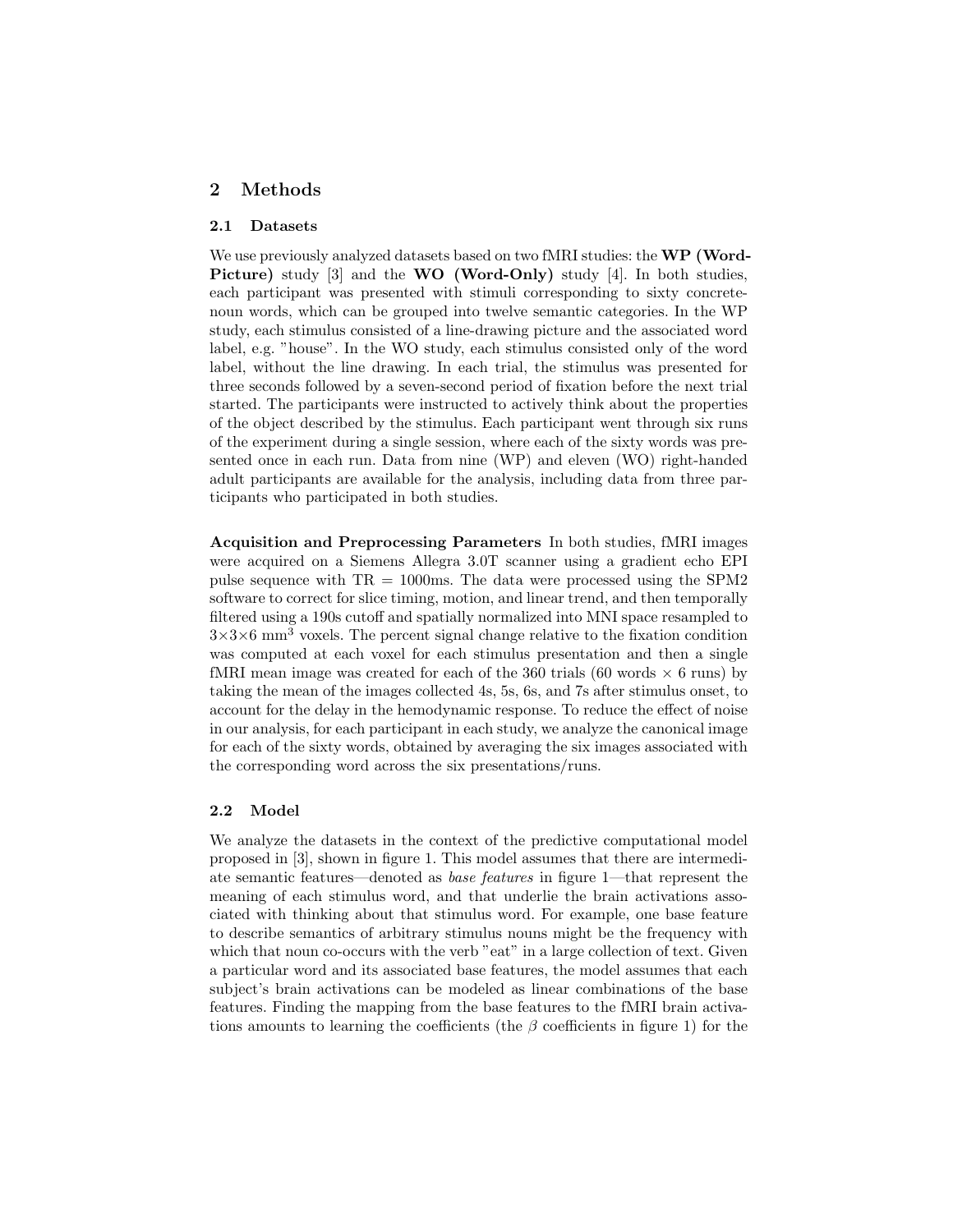## 2 Methods

### 2.1 Datasets

We use previously analyzed datasets based on two fMRI studies: the **WP (Word-Picture)** study [3] and the **WO (Word-Only)** study [4]. In both studies, each participant was presented with stimuli corresponding to sixty concrete-noun words, which can be grouped into twelve semantic categories. In the WP study, each stimulus consisted of a line-drawing picture and the associated word label, e.g. "house". In the WO study, each stimulus consisted only of the word label, without the line drawing. In each trial, the stimulus was presented for three seconds followed by a seven-second period of fixation before the next trial started. The participants were instructed to actively think about the properties of the object described by the stimulus. Each participant went through six runs of the experiment during a single session, where each of the sixty words was presented once in each run. Data from nine (WP) and eleven (WO) right-handed adult participants are available for the analysis, including data from three participants who participated in both studies.

**Acquisition and Preprocessing Parameters** In both studies, fMRI images were acquired on a Siemens Allegra 3.0T scanner using a gradient echo EPI pulse sequence with TR = 1000ms. The data were processed using the SPM2 software to correct for slice timing, motion, and linear trend, and then temporally filtered using a 190s cutoff and spatially normalized into MNI space resampled to $3 \times 3 \times 6$ mm$^3$ voxels. The percent signal change relative to the fixation condition was computed at each voxel for each stimulus presentation and then a single fMRI mean image was created for each of the 360 trials (60 words $\times$ 6 runs) by taking the mean of the images collected 4s, 5s, 6s, and 7s after stimulus onset, to account for the delay in the hemodynamic response. To reduce the effect of noise in our analysis, for each participant in each study, we analyze the canonical image for each of the sixty words, obtained by averaging the six images associated with the corresponding word across the six presentations/runs.

### 2.2 Model

We analyze the datasets in the context of the predictive computational model proposed in [3], shown in figure 1. This model assumes that there are intermediate semantic features—denoted as *base features* in figure 1—that represent the meaning of each stimulus word, and that underlie the brain activations associated with thinking about that stimulus word. For example, one base feature to describe semantics of arbitrary stimulus nouns might be the frequency with which that noun co-occurs with the verb "eat" in a large collection of text. Given a particular word and its associated base features, the model assumes that each subject's brain activations can be modeled as linear combinations of the base features. Finding the mapping from the base features to the fMRI brain activations amounts to learning the coefficients (the $\beta$ coefficients in figure 1) for the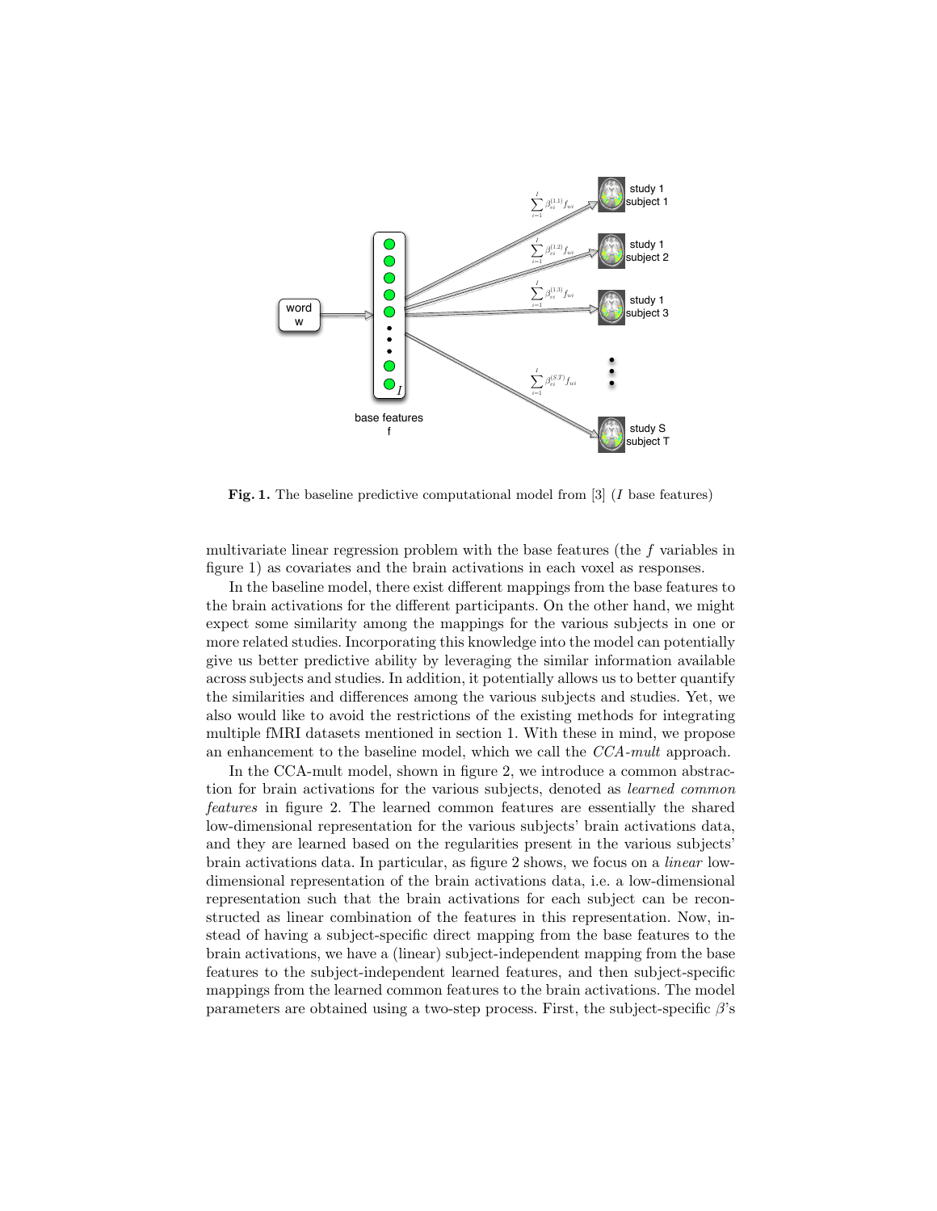word
w

base features
f

$\sum_{i=1}^{I} \beta_{vi}^{(1,1)} f_{wi}$

$\sum_{i=1}^{I} \beta_{vi}^{(1,2)} f_{wi}$

$\sum_{i=1}^{I} \beta_{vi}^{(1,3)} f_{wi}$

$\sum_{i=1}^{I} \beta_{vi}^{(S,T)} f_{wi}$

study 1
subject 1

study 1
subject 2

study 1
subject 3

study S
subject T

**Fig. 1.** The baseline predictive computational model from [3] ($I$ base features)

multivariate linear regression problem with the base features (the $f$ variables in figure 1) as covariates and the brain activations in each voxel as responses.

In the baseline model, there exist different mappings from the base features to the brain activations for the different participants. On the other hand, we might expect some similarity among the mappings for the various subjects in one or more related studies. Incorporating this knowledge into the model can potentially give us better predictive ability by leveraging the similar information available across subjects and studies. In addition, it potentially allows us to better quantify the similarities and differences among the various subjects and studies. Yet, we also would like to avoid the restrictions of the existing methods for integrating multiple fMRI datasets mentioned in section 1. With these in mind, we propose an enhancement to the baseline model, which we call the *CCA-mult* approach.

In the CCA-mult model, shown in figure 2, we introduce a common abstraction for brain activations for the various subjects, denoted as *learned common features* in figure 2. The learned common features are essentially the shared low-dimensional representation for the various subjects' brain activations data, and they are learned based on the regularities present in the various subjects' brain activations data. In particular, as figure 2 shows, we focus on a *linear* low-dimensional representation of the brain activations data, i.e. a low-dimensional representation such that the brain activations for each subject can be reconstructed as linear combination of the features in this representation. Now, instead of having a subject-specific direct mapping from the base features to the brain activations, we have a (linear) subject-independent mapping from the base features to the subject-independent learned features, and then subject-specific mappings from the learned common features to the brain activations. The model parameters are obtained using a two-step process. First, the subject-specific $\beta$'s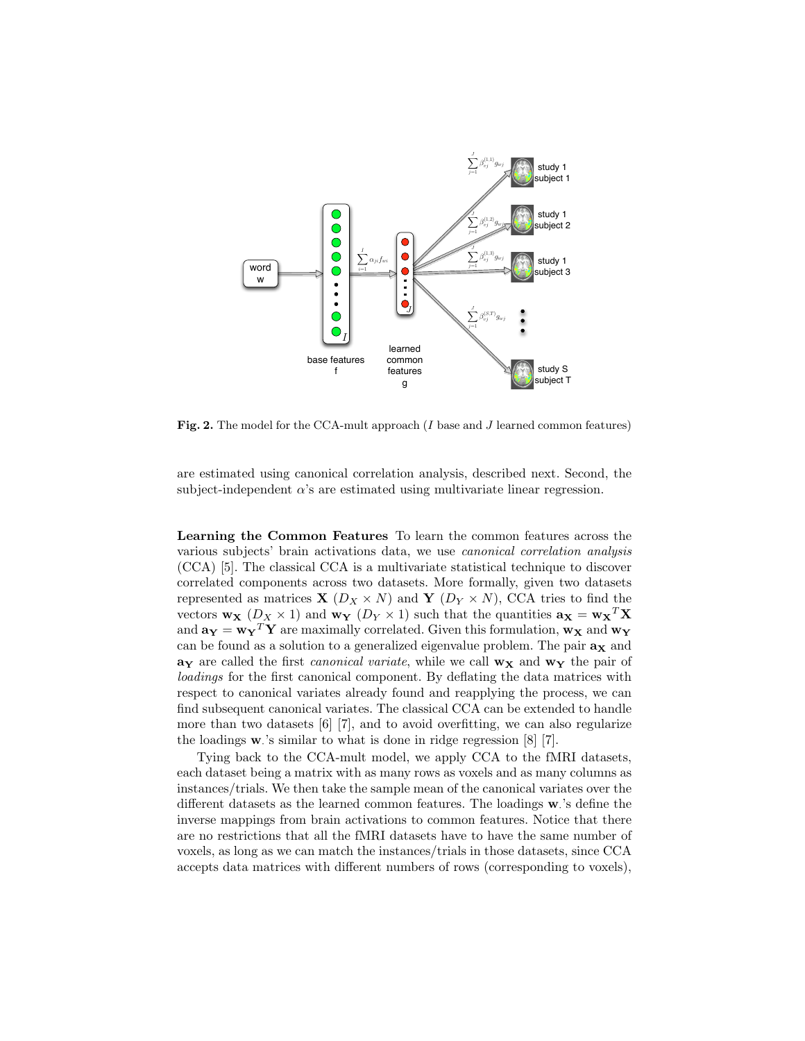word
w

base features
f

$\sum_{i=1}^{I} \alpha_{ji} f_{wi}$

learned
common
features
g

$\sum_{j=1}^{J} \beta_{vj}^{(1,1)} g_{wj}$

study 1
subject 1

$\sum_{j=1}^{J} \beta_{vj}^{(1,2)} g_{wj}$

study 1
subject 2

$\sum_{j=1}^{J} \beta_{vj}^{(1,3)} g_{wj}$

study 1
subject 3

$\sum_{j=1}^{J} \beta_{vj}^{(S,T)} g_{wj}$

study S
subject T

**Fig. 2.** The model for the CCA-mult approach ($I$ base and $J$ learned common features)

are estimated using canonical correlation analysis, described next. Second, the subject-independent $\alpha$'s are estimated using multivariate linear regression.

**Learning the Common Features** To learn the common features across the various subjects' brain activations data, we use *canonical correlation analysis* (CCA) [5]. The classical CCA is a multivariate statistical technique to discover correlated components across two datasets. More formally, given two datasets represented as matrices $\mathbf{X}$ ($D_X \times N$) and $\mathbf{Y}$ ($D_Y \times N$), CCA tries to find the vectors $\mathbf{w_X}$ ($D_X \times 1$) and $\mathbf{w_Y}$ ($D_Y \times 1$) such that the quantities $\mathbf{a_X} = \mathbf{w_X}^T\mathbf{X}$ and $\mathbf{a_Y} = \mathbf{w_Y}^T\mathbf{Y}$ are maximally correlated. Given this formulation, $\mathbf{w_X}$ and $\mathbf{w_Y}$ can be found as a solution to a generalized eigenvalue problem. The pair $\mathbf{a_X}$ and $\mathbf{a_Y}$ are called the first *canonical variate*, while we call $\mathbf{w_X}$ and $\mathbf{w_Y}$ the pair of *loadings* for the first canonical component. By deflating the data matrices with respect to canonical variates already found and reapplying the process, we can find subsequent canonical variates. The classical CCA can be extended to handle more than two datasets [6] [7], and to avoid overfitting, we can also regularize the loadings $\mathbf{w}_\cdot$'s similar to what is done in ridge regression [8] [7].

Tying back to the CCA-mult model, we apply CCA to the fMRI datasets, each dataset being a matrix with as many rows as voxels and as many columns as instances/trials. We then take the sample mean of the canonical variates over the different datasets as the learned common features. The loadings $\mathbf{w}_\cdot$'s define the inverse mappings from brain activations to common features. Notice that there are no restrictions that all the fMRI datasets have to have the same number of voxels, as long as we can match the instances/trials in those datasets, since CCA accepts data matrices with different numbers of rows (corresponding to voxels),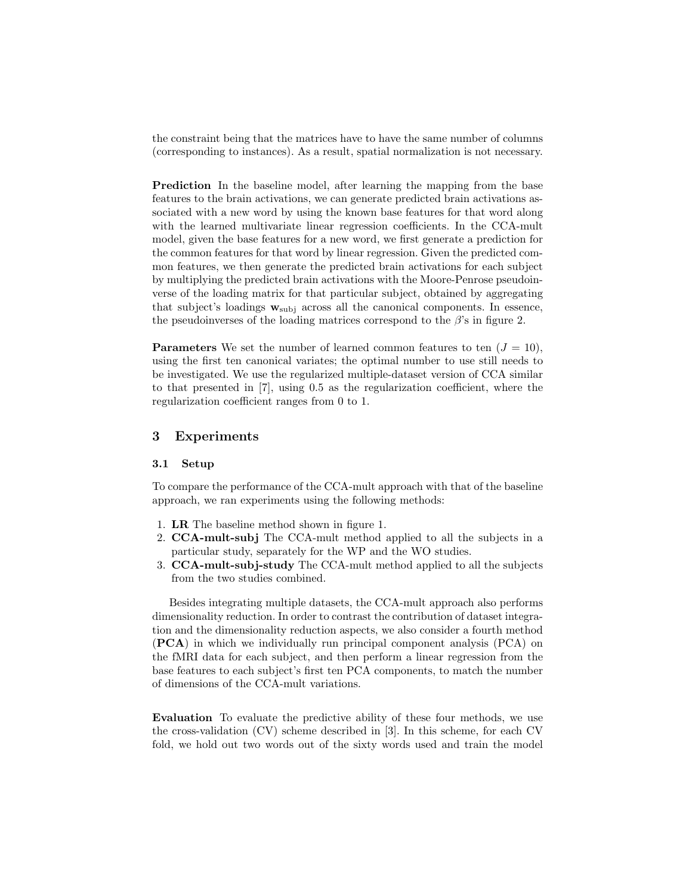the constraint being that the matrices have to have the same number of columns (corresponding to instances). As a result, spatial normalization is not necessary.

**Prediction** In the baseline model, after learning the mapping from the base features to the brain activations, we can generate predicted brain activations associated with a new word by using the known base features for that word along with the learned multivariate linear regression coefficients. In the CCA-mult model, given the base features for a new word, we first generate a prediction for the common features for that word by linear regression. Given the predicted common features, we then generate the predicted brain activations for each subject by multiplying the predicted brain activations with the Moore-Penrose pseudoinverse of the loading matrix for that particular subject, obtained by aggregating that subject's loadings $\mathbf{w}_{\text{subj}}$ across all the canonical components. In essence, the pseudoinverses of the loading matrices correspond to the $\beta$'s in figure 2.

**Parameters** We set the number of learned common features to ten ($J = 10$), using the first ten canonical variates; the optimal number to use still needs to be investigated. We use the regularized multiple-dataset version of CCA similar to that presented in [7], using 0.5 as the regularization coefficient, where the regularization coefficient ranges from 0 to 1.

## 3 Experiments

### 3.1 Setup

To compare the performance of the CCA-mult approach with that of the baseline approach, we ran experiments using the following methods:

1. **LR** The baseline method shown in figure 1.
2. **CCA-mult-subj** The CCA-mult method applied to all the subjects in a particular study, separately for the WP and the WO studies.
3. **CCA-mult-subj-study** The CCA-mult method applied to all the subjects from the two studies combined.

Besides integrating multiple datasets, the CCA-mult approach also performs dimensionality reduction. In order to contrast the contribution of dataset integration and the dimensionality reduction aspects, we also consider a fourth method (**PCA**) in which we individually run principal component analysis (PCA) on the fMRI data for each subject, and then perform a linear regression from the base features to each subject's first ten PCA components, to match the number of dimensions of the CCA-mult variations.

**Evaluation** To evaluate the predictive ability of these four methods, we use the cross-validation (CV) scheme described in [3]. In this scheme, for each CV fold, we hold out two words out of the sixty words used and train the model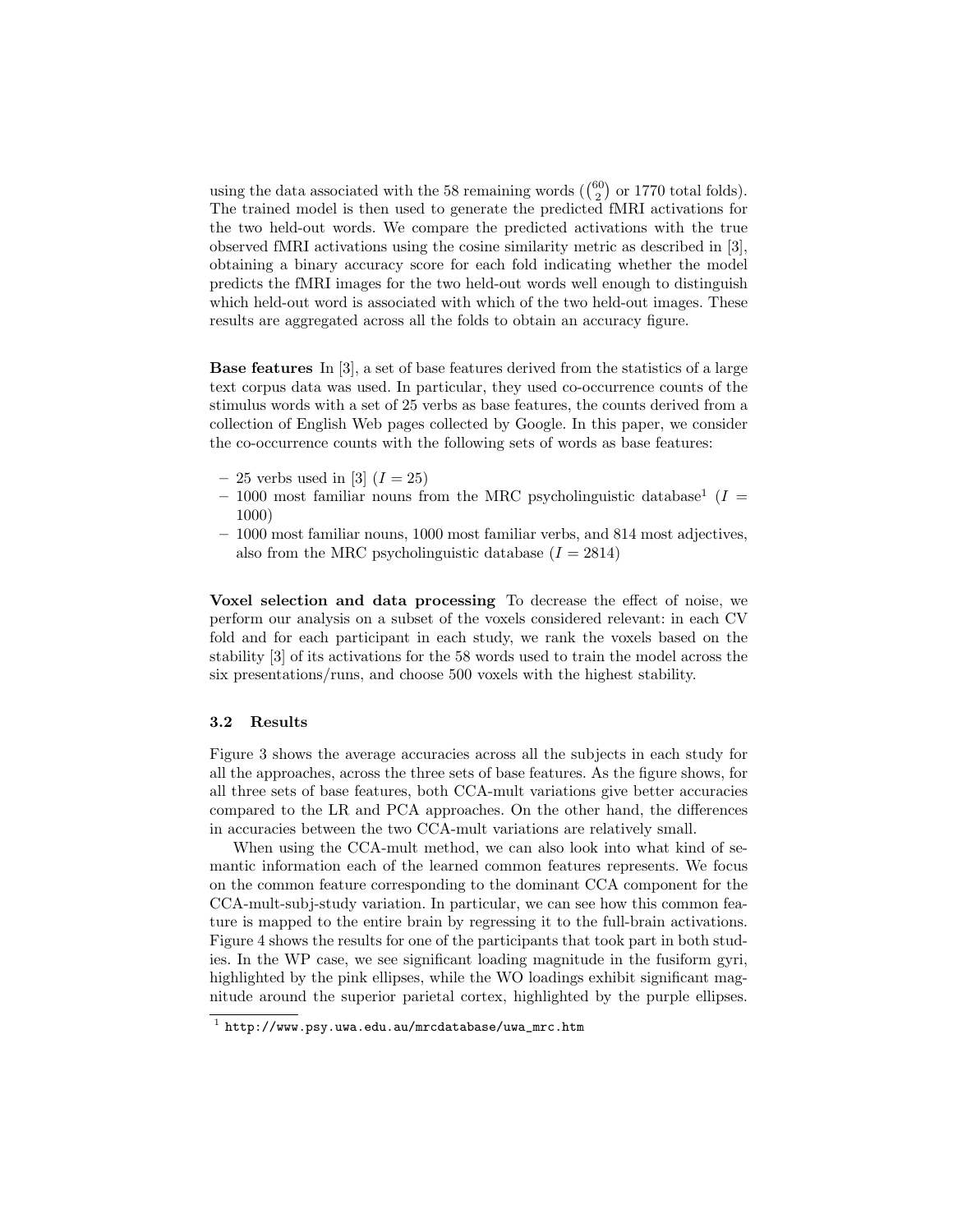using the data associated with the 58 remaining words ($\binom{60}{2}$ or 1770 total folds). The trained model is then used to generate the predicted fMRI activations for the two held-out words. We compare the predicted activations with the true observed fMRI activations using the cosine similarity metric as described in [3], obtaining a binary accuracy score for each fold indicating whether the model predicts the fMRI images for the two held-out words well enough to distinguish which held-out word is associated with which of the two held-out images. These results are aggregated across all the folds to obtain an accuracy figure.

**Base features** In [3], a set of base features derived from the statistics of a large text corpus data was used. In particular, they used co-occurrence counts of the stimulus words with a set of 25 verbs as base features, the counts derived from a collection of English Web pages collected by Google. In this paper, we consider the co-occurrence counts with the following sets of words as base features:

- 25 verbs used in [3] ($I = 25$)
- 1000 most familiar nouns from the MRC psycholinguistic database[1] ($I = 1000$)
- 1000 most familiar nouns, 1000 most familiar verbs, and 814 most adjectives, also from the MRC psycholinguistic database ($I = 2814$)

**Voxel selection and data processing** To decrease the effect of noise, we perform our analysis on a subset of the voxels considered relevant: in each CV fold and for each participant in each study, we rank the voxels based on the stability [3] of its activations for the 58 words used to train the model across the six presentations/runs, and choose 500 voxels with the highest stability.

### 3.2 Results

Figure 3 shows the average accuracies across all the subjects in each study for all the approaches, across the three sets of base features. As the figure shows, for all three sets of base features, both CCA-mult variations give better accuracies compared to the LR and PCA approaches. On the other hand, the differences in accuracies between the two CCA-mult variations are relatively small.

When using the CCA-mult method, we can also look into what kind of semantic information each of the learned common features represents. We focus on the common feature corresponding to the dominant CCA component for the CCA-mult-subj-study variation. In particular, we can see how this common feature is mapped to the entire brain by regressing it to the full-brain activations. Figure 4 shows the results for one of the participants that took part in both studies. In the WP case, we see significant loading magnitude in the fusiform gyri, highlighted by the pink ellipses, while the WO loadings exhibit significant magnitude around the superior parietal cortex, highlighted by the purple ellipses.

[1] http://www.psy.uwa.edu.au/mrcdatabase/uwa_mrc.htm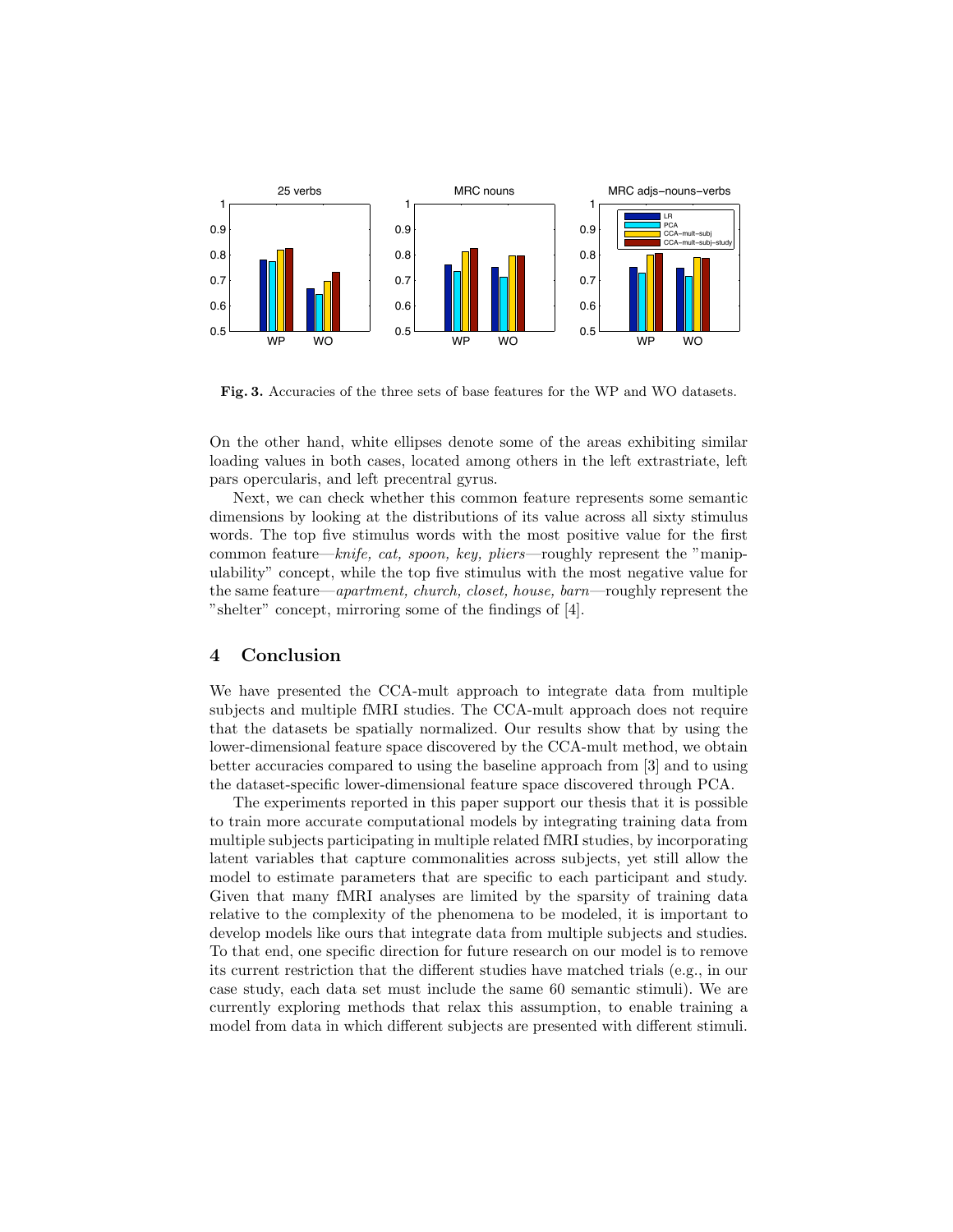25 verbs

1
0.9
0.8
0.7
0.6
0.5

WP WO

MRC nouns

1
0.9
0.8
0.7
0.6
0.5

WP WO

MRC adjs–nouns–verbs

1
0.9
0.8
0.7
0.6
0.5

WP WO

LR
PCA
CCA–mult–subj
CCA–mult–subj–study

**Fig. 3.** Accuracies of the three sets of base features for the WP and WO datasets.

On the other hand, white ellipses denote some of the areas exhibiting similar loading values in both cases, located among others in the left extrastriate, left pars opercularis, and left precentral gyrus.

Next, we can check whether this common feature represents some semantic dimensions by looking at the distributions of its value across all sixty stimulus words. The top five stimulus words with the most positive value for the first common feature—*knife, cat, spoon, key, pliers*—roughly represent the "manipulability" concept, while the top five stimulus with the most negative value for the same feature—*apartment, church, closet, house, barn*—roughly represent the "shelter" concept, mirroring some of the findings of [4].

## 4 Conclusion

We have presented the CCA-mult approach to integrate data from multiple subjects and multiple fMRI studies. The CCA-mult approach does not require that the datasets be spatially normalized. Our results show that by using the lower-dimensional feature space discovered by the CCA-mult method, we obtain better accuracies compared to using the baseline approach from [3] and to using the dataset-specific lower-dimensional feature space discovered through PCA.

The experiments reported in this paper support our thesis that it is possible to train more accurate computational models by integrating training data from multiple subjects participating in multiple related fMRI studies, by incorporating latent variables that capture commonalities across subjects, yet still allow the model to estimate parameters that are specific to each participant and study. Given that many fMRI analyses are limited by the sparsity of training data relative to the complexity of the phenomena to be modeled, it is important to develop models like ours that integrate data from multiple subjects and studies. To that end, one specific direction for future research on our model is to remove its current restriction that the different studies have matched trials (e.g., in our case study, each data set must include the same 60 semantic stimuli). We are currently exploring methods that relax this assumption, to enable training a model from data in which different subjects are presented with different stimuli.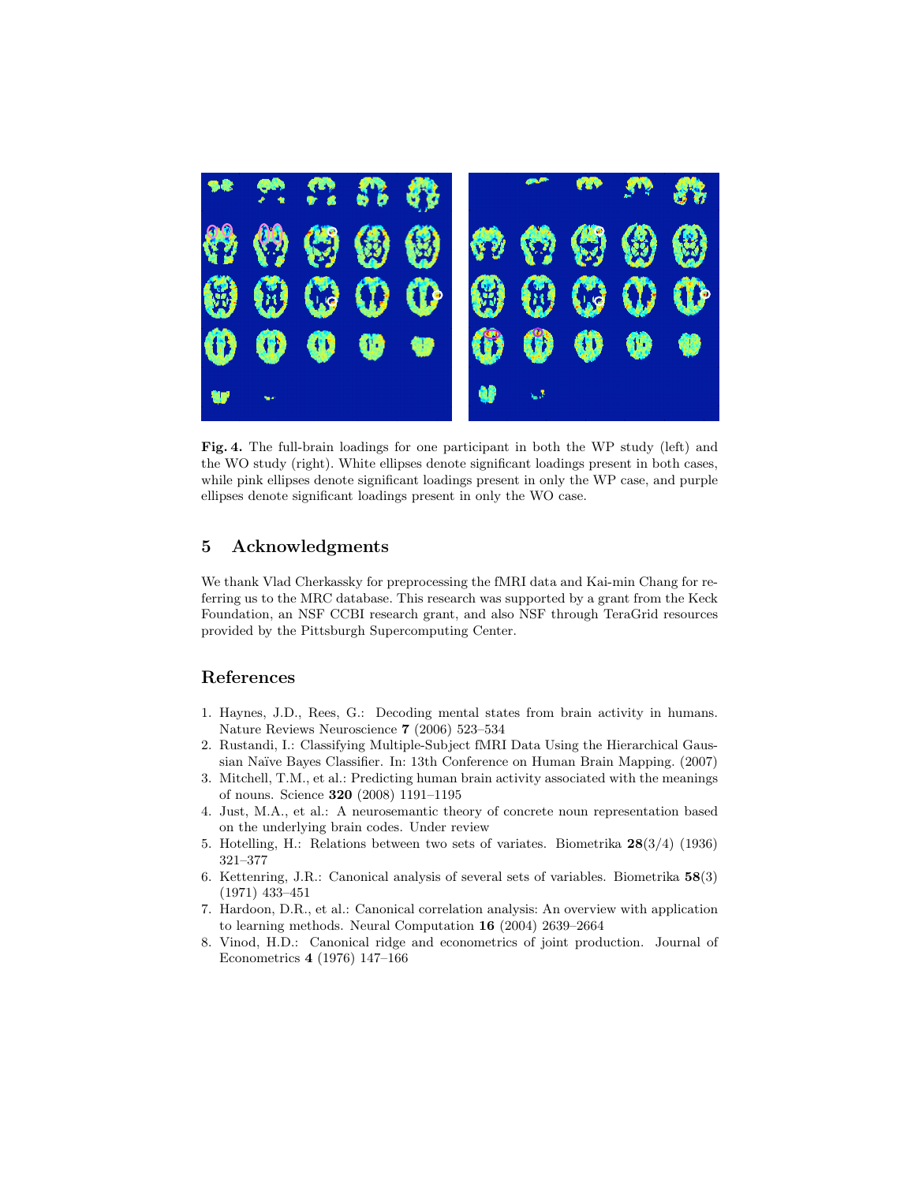**Fig. 4.** The full-brain loadings for one participant in both the WP study (left) and the WO study (right). White ellipses denote significant loadings present in both cases, while pink ellipses denote significant loadings present in only the WP case, and purple ellipses denote significant loadings present in only the WO case.

## 5 Acknowledgments

We thank Vlad Cherkassky for preprocessing the fMRI data and Kai-min Chang for referring us to the MRC database. This research was supported by a grant from the Keck Foundation, an NSF CCBI research grant, and also NSF through TeraGrid resources provided by the Pittsburgh Supercomputing Center.

## References

1. Haynes, J.D., Rees, G.: Decoding mental states from brain activity in humans. Nature Reviews Neuroscience **7** (2006) 523–534
2. Rustandi, I.: Classifying Multiple-Subject fMRI Data Using the Hierarchical Gaussian Naïve Bayes Classifier. In: 13th Conference on Human Brain Mapping. (2007)
3. Mitchell, T.M., et al.: Predicting human brain activity associated with the meanings of nouns. Science **320** (2008) 1191–1195
4. Just, M.A., et al.: A neurosemantic theory of concrete noun representation based on the underlying brain codes. Under review
5. Hotelling, H.: Relations between two sets of variates. Biometrika **28**(3/4) (1936) 321–377
6. Kettenring, J.R.: Canonical analysis of several sets of variables. Biometrika **58**(3) (1971) 433–451
7. Hardoon, D.R., et al.: Canonical correlation analysis: An overview with application to learning methods. Neural Computation **16** (2004) 2639–2664
8. Vinod, H.D.: Canonical ridge and econometrics of joint production. Journal of Econometrics **4** (1976) 147–166